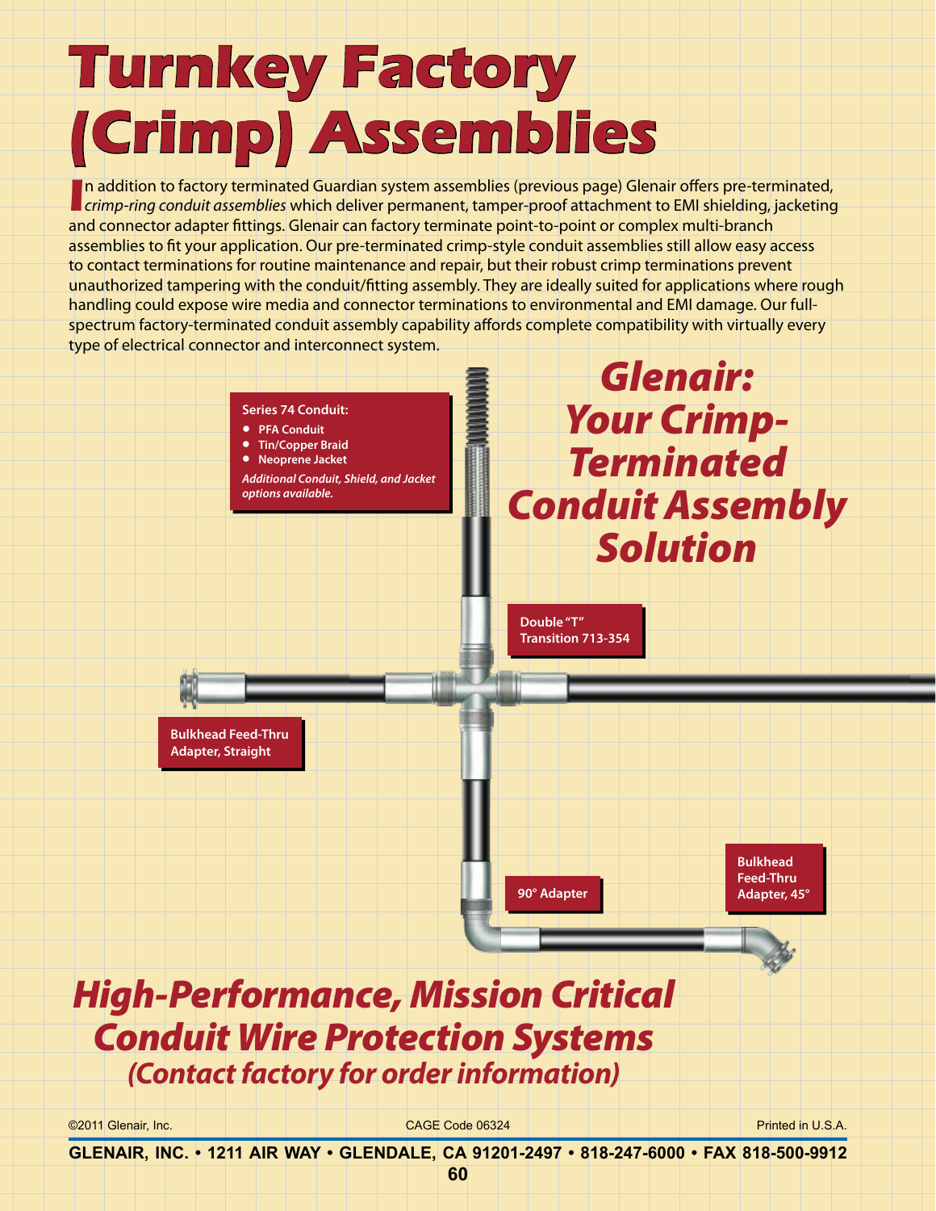# Turnkey Factory (Crimp) Assemblies

In addition to factory terminated Guardian system assemblies (previous page) Glenair offers pre-terminated, *crimp-ring conduit assemblies* which deliver permanent, tamper-proof attachment to EMI shielding, jacketing and connector adapter fittings. Glenair can factory terminate point-to-point or complex multi-branch assemblies to fit your application. Our pre-terminated crimp-style conduit assemblies still allow easy access to contact terminations for routine maintenance and repair, but their robust crimp terminations prevent unauthorized tampering with the conduit/fitting assembly. They are ideally suited for applications where rough handling could expose wire media and connector terminations to environmental and EMI damage. Our full-spectrum factory-terminated conduit assembly capability affords complete compatibility with virtually every type of electrical connector and interconnect system.

**Series 74 Conduit:**

- PFA Conduit
- Tin/Copper Braid
- Neoprene Jacket

*Additional Conduit, Shield, and Jacket options available.*

## *Glenair: Your Crimp-Terminated Conduit Assembly Solution*

**Double "T" Transition 713-354**

**Bulkhead Feed-Thru Adapter, Straight**

**90° Adapter**

**Bulkhead Feed-Thru Adapter, 45°**

## *High-Performance, Mission Critical Conduit Wire Protection Systems*

### *(Contact factory for order information)*

©2011 Glenair, Inc. CAGE Code 06324 Printed in U.S.A.

**GLENAIR, INC. • 1211 AIR WAY • GLENDALE, CA 91201-2497 • 818-247-6000 • FAX 818-500-9912**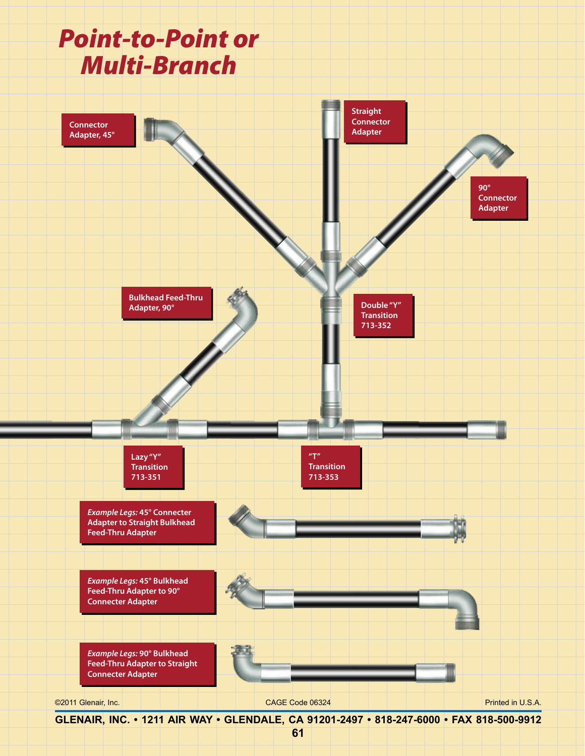# Point-to-Point or Multi-Branch

Connector Adapter, 45°

Straight Connector Adapter

90° Connector Adapter

Bulkhead Feed-Thru Adapter, 90°

Double "Y" Transition 713-352

Lazy "Y" Transition 713-351

"T" Transition 713-353

*Example Legs:* 45° Connecter Adapter to Straight Bulkhead Feed-Thru Adapter

*Example Legs:* 45° Bulkhead Feed-Thru Adapter to 90° Connecter Adapter

*Example Legs:* 90° Bulkhead Feed-Thru Adapter to Straight Connecter Adapter

©2011 Glenair, Inc. CAGE Code 06324 Printed in U.S.A.

**GLENAIR, INC. • 1211 AIR WAY • GLENDALE, CA 91201-2497 • 818-247-6000 • FAX 818-500-9912**